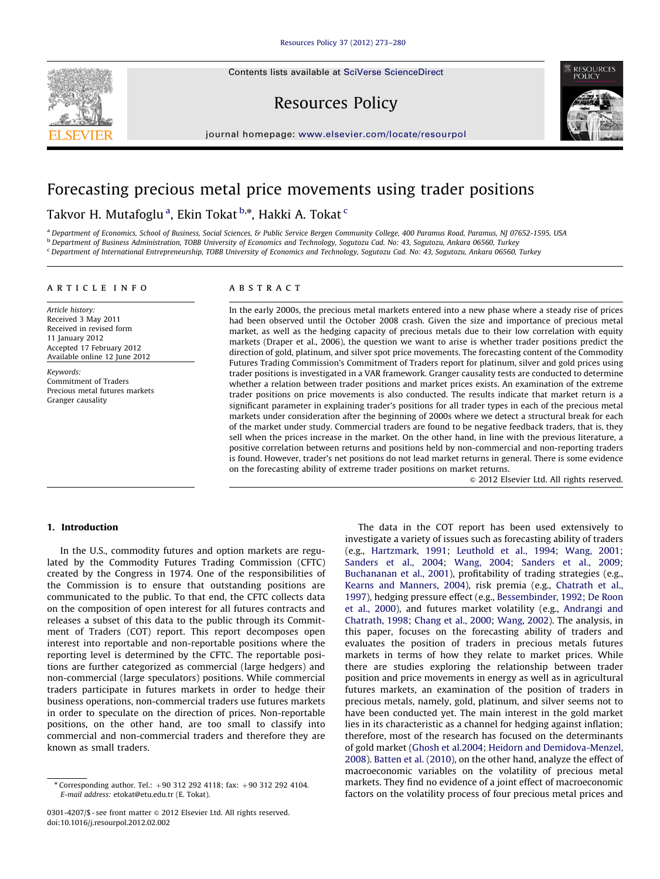# Forecasting precious metal price movements using trader positions

Takvor H. Mutafoglu [a], Ekin Tokat [b,*], Hakki A. Tokat [c]

[a] Department of Economics, School of Business, Social Sciences, & Public Service Bergen Community College, 400 Paramus Road, Paramus, NJ 07652-1595, USA

[b] Department of Business Administration, TOBB University of Economics and Technology, Sogutozu Cad. No: 43, Sogutozu, Ankara 06560, Turkey

[c] Department of International Entrepreneurship, TOBB University of Economics and Technology, Sogutozu Cad. No: 43, Sogutozu, Ankara 06560, Turkey

## ARTICLE INFO

*Article history:*
Received 3 May 2011
Received in revised form
11 January 2012
Accepted 17 February 2012
Available online 12 June 2012

*Keywords:*
Commitment of Traders
Precious metal futures markets
Granger causality

## ABSTRACT

In the early 2000s, the precious metal markets entered into a new phase where a steady rise of prices had been observed until the October 2008 crash. Given the size and importance of precious metal market, as well as the hedging capacity of precious metals due to their low correlation with equity markets (Draper et al., 2006), the question we want to arise is whether trader positions predict the direction of gold, platinum, and silver spot price movements. The forecasting content of the Commodity Futures Trading Commission's Commitment of Traders report for platinum, silver and gold prices using trader positions is investigated in a VAR framework. Granger causality tests are conducted to determine whether a relation between trader positions and market prices exists. An examination of the extreme trader positions on price movements is also conducted. The results indicate that market return is a significant parameter in explaining trader's positions for all trader types in each of the precious metal markets under consideration after the beginning of 2000s where we detect a structural break for each of the market under study. Commercial traders are found to be negative feedback traders, that is, they sell when the prices increase in the market. On the other hand, in line with the previous literature, a positive correlation between returns and positions held by non-commercial and non-reporting traders is found. However, trader's net positions do not lead market returns in general. There is some evidence on the forecasting ability of extreme trader positions on market returns.

© 2012 Elsevier Ltd. All rights reserved.

## 1. Introduction

In the U.S., commodity futures and option markets are regulated by the Commodity Futures Trading Commission (CFTC) created by the Congress in 1974. One of the responsibilities of the Commission is to ensure that outstanding positions are communicated to the public. To that end, the CFTC collects data on the composition of open interest for all futures contracts and releases a subset of this data to the public through its Commitment of Traders (COT) report. This report decomposes open interest into reportable and non-reportable positions where the reporting level is determined by the CFTC. The reportable positions are further categorized as commercial (large hedgers) and non-commercial (large speculators) positions. While commercial traders participate in futures markets in order to hedge their business operations, non-commercial traders use futures markets in order to speculate on the direction of prices. Non-reportable positions, on the other hand, are too small to classify into commercial and non-commercial traders and therefore they are known as small traders.

The data in the COT report has been used extensively to investigate a variety of issues such as forecasting ability of traders (e.g., Hartzmark, 1991; Leuthold et al., 1994; Wang, 2001; Sanders et al., 2004; Wang, 2004; Sanders et al., 2009; Buchananan et al., 2001), profitability of trading strategies (e.g., Kearns and Manners, 2004), risk premia (e.g., Chatrath et al., 1997), hedging pressure effect (e.g., Bessembinder, 1992; De Roon et al., 2000), and futures market volatility (e.g., Andrangi and Chatrath, 1998; Chang et al., 2000; Wang, 2002). The analysis, in this paper, focuses on the forecasting ability of traders and evaluates the position of traders in precious metals futures markets in terms of how they relate to market prices. While there are studies exploring the relationship between trader position and price movements in energy as well as in agricultural futures markets, an examination of the position of traders in precious metals, namely, gold, platinum, and silver seems not to have been conducted yet. The main interest in the gold market lies in its characteristic as a channel for hedging against inflation; therefore, most of the research has focused on the determinants of gold market (Ghosh et al.2004; Heidorn and Demidova-Menzel, 2008). Batten et al. (2010), on the other hand, analyze the effect of macroeconomic variables on the volatility of precious metal markets. They find no evidence of a joint effect of macroeconomic factors on the volatility process of four precious metal prices and

* Corresponding author. Tel.: +90 312 292 4118; fax: +90 312 292 4104.
*E-mail address:* etokat@etu.edu.tr (E. Tokat).

0301-4207/$ - see front matter © 2012 Elsevier Ltd. All rights reserved.
doi:10.1016/j.resourpol.2012.02.002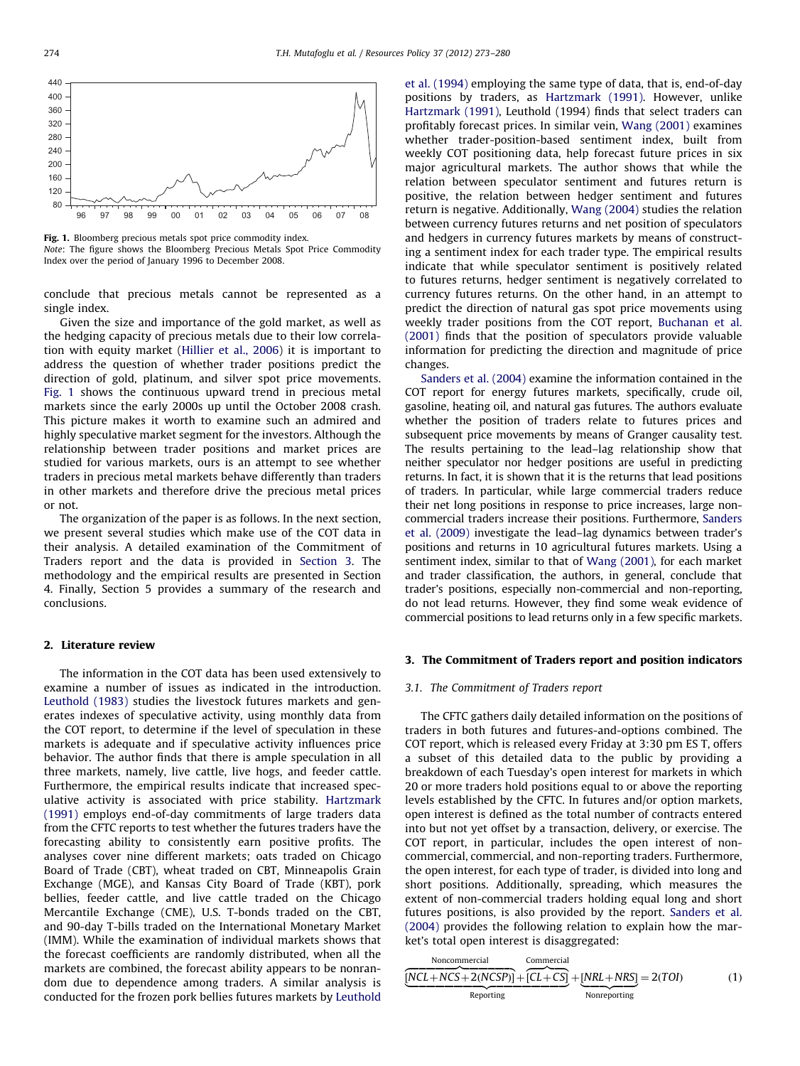Fig. 1. Bloomberg precious metals spot price commodity index.
*Note*: The figure shows the Bloomberg Precious Metals Spot Price Commodity Index over the period of January 1996 to December 2008.

conclude that precious metals cannot be represented as a single index.

Given the size and importance of the gold market, as well as the hedging capacity of precious metals due to their low correlation with equity market (Hillier et al., 2006) it is important to address the question of whether trader positions predict the direction of gold, platinum, and silver spot price movements. Fig. 1 shows the continuous upward trend in precious metal markets since the early 2000s up until the October 2008 crash. This picture makes it worth to examine such an admired and highly speculative market segment for the investors. Although the relationship between trader positions and market prices are studied for various markets, ours is an attempt to see whether traders in precious metal markets behave differently than traders in other markets and therefore drive the precious metal prices or not.

The organization of the paper is as follows. In the next section, we present several studies which make use of the COT data in their analysis. A detailed examination of the Commitment of Traders report and the data is provided in Section 3. The methodology and the empirical results are presented in Section 4. Finally, Section 5 provides a summary of the research and conclusions.

## 2. Literature review

The information in the COT data has been used extensively to examine a number of issues as indicated in the introduction. Leuthold (1983) studies the livestock futures markets and generates indexes of speculative activity, using monthly data from the COT report, to determine if the level of speculation in these markets is adequate and if speculative activity influences price behavior. The author finds that there is ample speculation in all three markets, namely, live cattle, live hogs, and feeder cattle. Furthermore, the empirical results indicate that increased speculative activity is associated with price stability. Hartzmark (1991) employs end-of-day commitments of large traders data from the CFTC reports to test whether the futures traders have the forecasting ability to consistently earn positive profits. The analyses cover nine different markets; oats traded on Chicago Board of Trade (CBT), wheat traded on CBT, Minneapolis Grain Exchange (MGE), and Kansas City Board of Trade (KBT), pork bellies, feeder cattle, and live cattle traded on the Chicago Mercantile Exchange (CME), U.S. T-bonds traded on the CBT, and 90-day T-bills traded on the International Monetary Market (IMM). While the examination of individual markets shows that the forecast coefficients are randomly distributed, when all the markets are combined, the forecast ability appears to be nonrandom due to dependence among traders. A similar analysis is conducted for the frozen pork bellies futures markets by Leuthold et al. (1994) employing the same type of data, that is, end-of-day positions by traders, as Hartzmark (1991). However, unlike Hartzmark (1991), Leuthold (1994) finds that select traders can profitably forecast prices. In similar vein, Wang (2001) examines whether trader-position-based sentiment index, built from weekly COT positioning data, help forecast future prices in six major agricultural markets. The author shows that while the relation between speculator sentiment and futures return is positive, the relation between hedger sentiment and futures return is negative. Additionally, Wang (2004) studies the relation between currency futures returns and net position of speculators and hedgers in currency futures markets by means of constructing a sentiment index for each trader type. The empirical results indicate that while speculator sentiment is positively related to futures returns, hedger sentiment is negatively correlated to currency futures returns. On the other hand, in an attempt to predict the direction of natural gas spot price movements using weekly trader positions from the COT report, Buchanan et al. (2001) finds that the position of speculators provide valuable information for predicting the direction and magnitude of price changes.

Sanders et al. (2004) examine the information contained in the COT report for energy futures markets, specifically, crude oil, gasoline, heating oil, and natural gas futures. The authors evaluate whether the position of traders relate to futures prices and subsequent price movements by means of Granger causality test. The results pertaining to the lead–lag relationship show that neither speculator nor hedger positions are useful in predicting returns. In fact, it is shown that it is the returns that lead positions of traders. In particular, while large commercial traders reduce their net long positions in response to price increases, large non-commercial traders increase their positions. Furthermore, Sanders et al. (2009) investigate the lead–lag dynamics between trader's positions and returns in 10 agricultural futures markets. Using a sentiment index, similar to that of Wang (2001), for each market and trader classification, the authors, in general, conclude that trader's positions, especially non-commercial and non-reporting, do not lead returns. However, they find some weak evidence of commercial positions to lead returns only in a few specific markets.

## 3. The Commitment of Traders report and position indicators

### 3.1. The Commitment of Traders report

The CFTC gathers daily detailed information on the positions of traders in both futures and futures-and-options combined. The COT report, which is released every Friday at 3:30 pm ES T, offers a subset of this detailed data to the public by providing a breakdown of each Tuesday's open interest for markets in which 20 or more traders hold positions equal to or above the reporting levels established by the CFTC. In futures and/or option markets, open interest is defined as the total number of contracts entered into but not yet offset by a transaction, delivery, or exercise. The COT report, in particular, includes the open interest of non-commercial, commercial, and non-reporting traders. Furthermore, the open interest, for each type of trader, is divided into long and short positions. Additionally, spreading, which measures the extent of non-commercial traders holding equal long and short futures positions, is also provided by the report. Sanders et al. (2004) provides the following relation to explain how the market's total open interest is disaggregated:

$$\underbrace{\overbrace{[NCL+NCS+2(NCSP)]}^{\text{Noncommercial}}+\overbrace{[CL+CS]}^{\text{Commercial}}}_{\text{Reporting}}+\underbrace{[NRL+NRS]}_{\text{Nonreporting}}=2(TOI) \tag{1}$$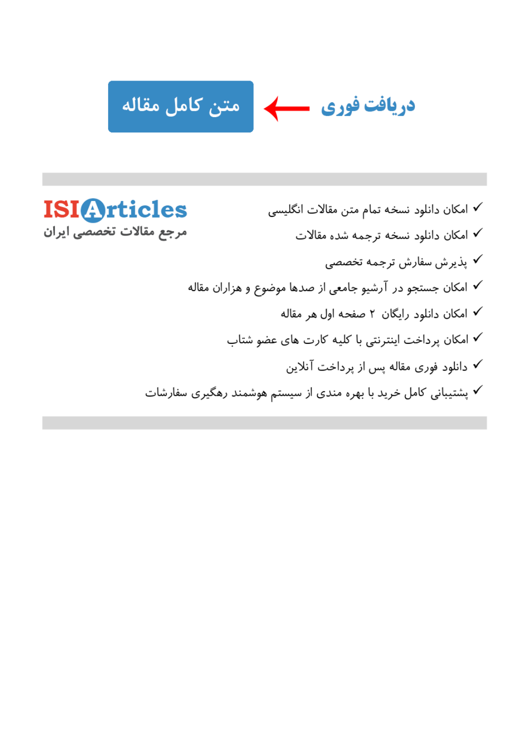دریافت فوری ← **متن کامل مقاله**

**ISIArticles**
مرجع مقالات تخصصی ایران

- ✓ امکان دانلود نسخه تمام متن مقالات انگلیسی
- ✓ امکان دانلود نسخه ترجمه شده مقالات
- ✓ پذیرش سفارش ترجمه تخصصی
- ✓ امکان جستجو در آرشیو جامعی از صدها موضوع و هزاران مقاله
- ✓ امکان دانلود رایگان ۲ صفحه اول هر مقاله
- ✓ امکان پرداخت اینترنتی با کلیه کارت های عضو شتاب
- ✓ دانلود فوری مقاله پس از پرداخت آنلاین
- ✓ پشتیبانی کامل خرید با بهره مندی از سیستم هوشمند رهگیری سفارشات